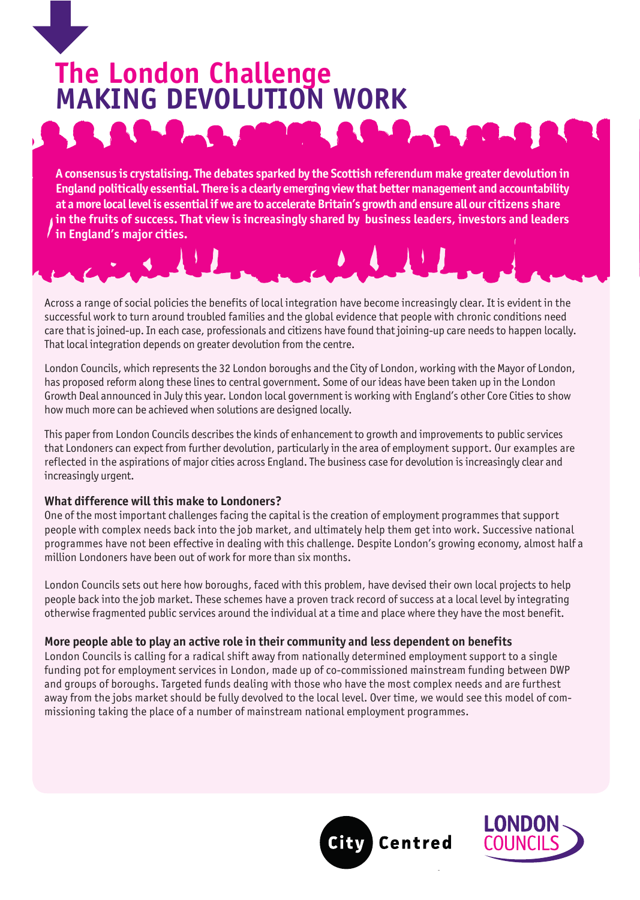# The London Challenge
# MAKING DEVOLUTION WORK

**A consensus is crystalising. The debates sparked by the Scottish referendum make greater devolution in England politically essential. There is a clearly emerging view that better management and accountability at a more local level is essential if we are to accelerate Britain's growth and ensure all our citizens share in the fruits of success. That view is increasingly shared by business leaders, investors and leaders in England's major cities.**

Across a range of social policies the benefits of local integration have become increasingly clear. It is evident in the successful work to turn around troubled families and the global evidence that people with chronic conditions need care that is joined-up. In each case, professionals and citizens have found that joining-up care needs to happen locally. That local integration depends on greater devolution from the centre.

London Councils, which represents the 32 London boroughs and the City of London, working with the Mayor of London, has proposed reform along these lines to central government. Some of our ideas have been taken up in the London Growth Deal announced in July this year. London local government is working with England's other Core Cities to show how much more can be achieved when solutions are designed locally.

This paper from London Councils describes the kinds of enhancement to growth and improvements to public services that Londoners can expect from further devolution, particularly in the area of employment support. Our examples are reflected in the aspirations of major cities across England. The business case for devolution is increasingly clear and increasingly urgent.

### What difference will this make to Londoners?

One of the most important challenges facing the capital is the creation of employment programmes that support people with complex needs back into the job market, and ultimately help them get into work. Successive national programmes have not been effective in dealing with this challenge. Despite London's growing economy, almost half a million Londoners have been out of work for more than six months.

London Councils sets out here how boroughs, faced with this problem, have devised their own local projects to help people back into the job market. These schemes have a proven track record of success at a local level by integrating otherwise fragmented public services around the individual at a time and place where they have the most benefit.

### More people able to play an active role in their community and less dependent on benefits

London Councils is calling for a radical shift away from nationally determined employment support to a single funding pot for employment services in London, made up of co-commissioned mainstream funding between DWP and groups of boroughs. Targeted funds dealing with those who have the most complex needs and are furthest away from the jobs market should be fully devolved to the local level. Over time, we would see this model of commissioning taking the place of a number of mainstream national employment programmes.

City Centred

LONDON COUNCILS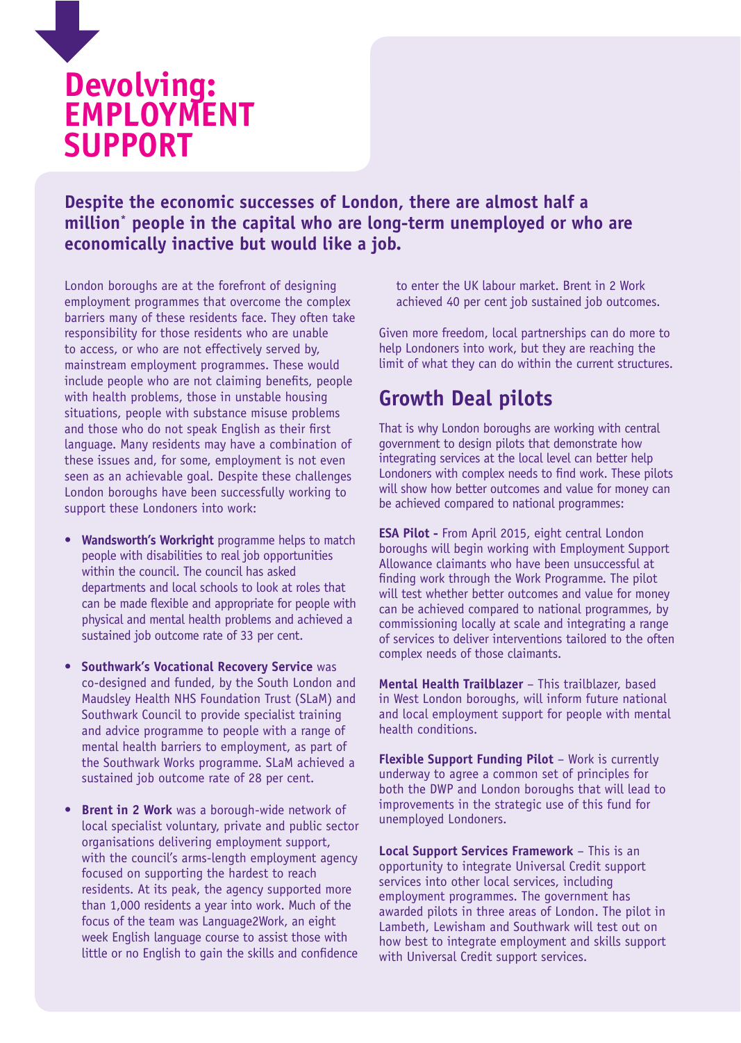# Devolving: EMPLOYMENT SUPPORT

**Despite the economic successes of London, there are almost half a million* people in the capital who are long-term unemployed or who are economically inactive but would like a job.**

London boroughs are at the forefront of designing employment programmes that overcome the complex barriers many of these residents face. They often take responsibility for those residents who are unable to access, or who are not effectively served by, mainstream employment programmes. These would include people who are not claiming benefits, people with health problems, those in unstable housing situations, people with substance misuse problems and those who do not speak English as their first language. Many residents may have a combination of these issues and, for some, employment is not even seen as an achievable goal. Despite these challenges London boroughs have been successfully working to support these Londoners into work:

- **Wandsworth's Workright** programme helps to match people with disabilities to real job opportunities within the council. The council has asked departments and local schools to look at roles that can be made flexible and appropriate for people with physical and mental health problems and achieved a sustained job outcome rate of 33 per cent.
- **Southwark's Vocational Recovery Service** was co-designed and funded, by the South London and Maudsley Health NHS Foundation Trust (SLaM) and Southwark Council to provide specialist training and advice programme to people with a range of mental health barriers to employment, as part of the Southwark Works programme. SLaM achieved a sustained job outcome rate of 28 per cent.
- **Brent in 2 Work** was a borough-wide network of local specialist voluntary, private and public sector organisations delivering employment support, with the council's arms-length employment agency focused on supporting the hardest to reach residents. At its peak, the agency supported more than 1,000 residents a year into work. Much of the focus of the team was Language2Work, an eight week English language course to assist those with little or no English to gain the skills and confidence to enter the UK labour market. Brent in 2 Work achieved 40 per cent job sustained job outcomes.

Given more freedom, local partnerships can do more to help Londoners into work, but they are reaching the limit of what they can do within the current structures.

## Growth Deal pilots

That is why London boroughs are working with central government to design pilots that demonstrate how integrating services at the local level can better help Londoners with complex needs to find work. These pilots will show how better outcomes and value for money can be achieved compared to national programmes:

**ESA Pilot -** From April 2015, eight central London boroughs will begin working with Employment Support Allowance claimants who have been unsuccessful at finding work through the Work Programme. The pilot will test whether better outcomes and value for money can be achieved compared to national programmes, by commissioning locally at scale and integrating a range of services to deliver interventions tailored to the often complex needs of those claimants.

**Mental Health Trailblazer** – This trailblazer, based in West London boroughs, will inform future national and local employment support for people with mental health conditions.

**Flexible Support Funding Pilot** – Work is currently underway to agree a common set of principles for both the DWP and London boroughs that will lead to improvements in the strategic use of this fund for unemployed Londoners.

**Local Support Services Framework** – This is an opportunity to integrate Universal Credit support services into other local services, including employment programmes. The government has awarded pilots in three areas of London. The pilot in Lambeth, Lewisham and Southwark will test out on how best to integrate employment and skills support with Universal Credit support services.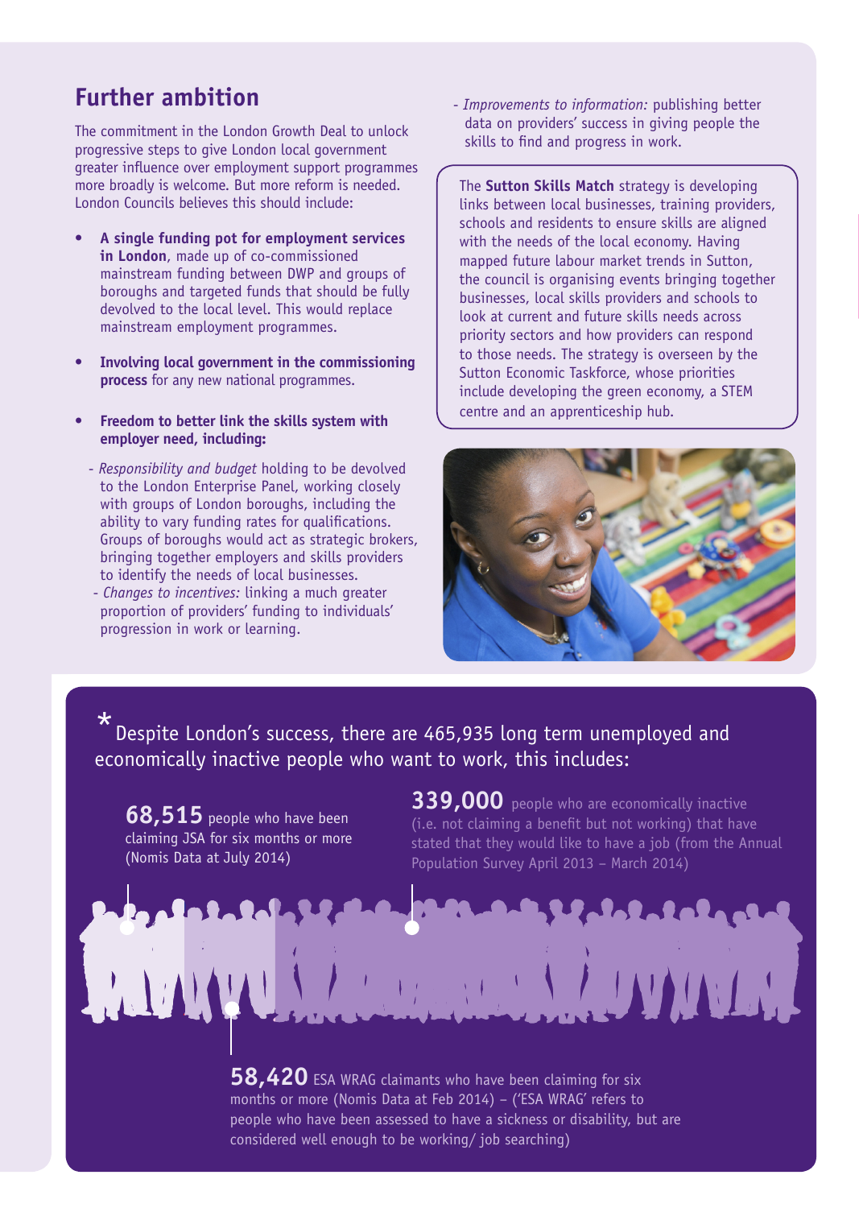## Further ambition

The commitment in the London Growth Deal to unlock progressive steps to give London local government greater influence over employment support programmes more broadly is welcome. But more reform is needed. London Councils believes this should include:

- **A single funding pot for employment services in London**, made up of co-commissioned mainstream funding between DWP and groups of boroughs and targeted funds that should be fully devolved to the local level. This would replace mainstream employment programmes.

- **Involving local government in the commissioning process** for any new national programmes.

- **Freedom to better link the skills system with employer need, including:**

  - *Responsibility and budget* holding to be devolved to the London Enterprise Panel, working closely with groups of London boroughs, including the ability to vary funding rates for qualifications. Groups of boroughs would act as strategic brokers, bringing together employers and skills providers to identify the needs of local businesses.
  - *Changes to incentives:* linking a much greater proportion of providers' funding to individuals' progression in work or learning.
  - *Improvements to information:* publishing better data on providers' success in giving people the skills to find and progress in work.

The **Sutton Skills Match** strategy is developing links between local businesses, training providers, schools and residents to ensure skills are aligned with the needs of the local economy. Having mapped future labour market trends in Sutton, the council is organising events bringing together businesses, local skills providers and schools to look at current and future skills needs across priority sectors and how providers can respond to those needs. The strategy is overseen by the Sutton Economic Taskforce, whose priorities include developing the green economy, a STEM centre and an apprenticeship hub.

\* Despite London's success, there are 465,935 long term unemployed and economically inactive people who want to work, this includes:

**68,515** people who have been claiming JSA for six months or more (Nomis Data at July 2014)

**339,000** people who are economically inactive (i.e. not claiming a benefit but not working) that have stated that they would like to have a job (from the Annual Population Survey April 2013 – March 2014)

**58,420** ESA WRAG claimants who have been claiming for six months or more (Nomis Data at Feb 2014) – ('ESA WRAG' refers to people who have been assessed to have a sickness or disability, but are considered well enough to be working/ job searching)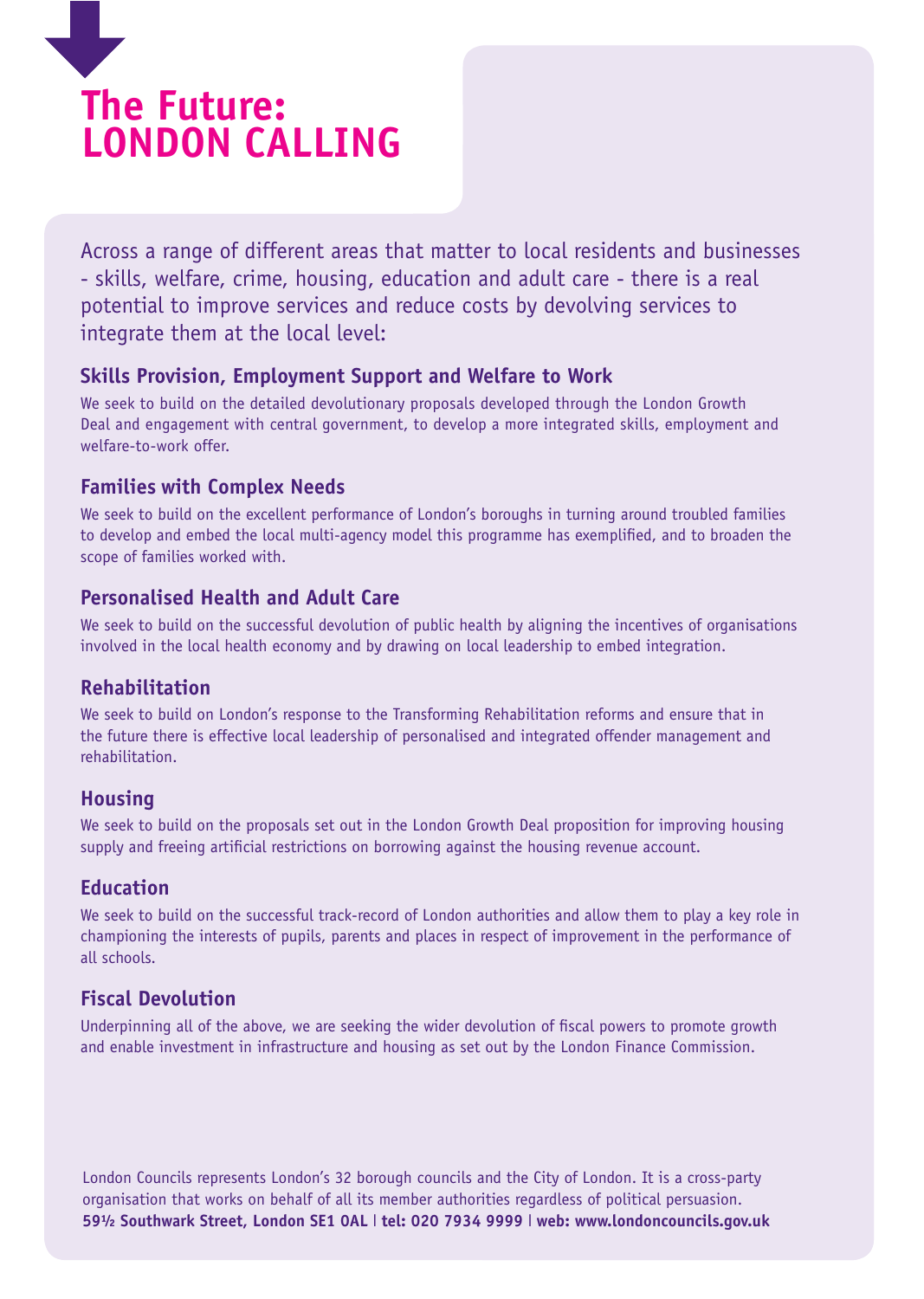# The Future: LONDON CALLING

Across a range of different areas that matter to local residents and businesses - skills, welfare, crime, housing, education and adult care - there is a real potential to improve services and reduce costs by devolving services to integrate them at the local level:

### Skills Provision, Employment Support and Welfare to Work

We seek to build on the detailed devolutionary proposals developed through the London Growth Deal and engagement with central government, to develop a more integrated skills, employment and welfare-to-work offer.

### Families with Complex Needs

We seek to build on the excellent performance of London's boroughs in turning around troubled families to develop and embed the local multi-agency model this programme has exemplified, and to broaden the scope of families worked with.

### Personalised Health and Adult Care

We seek to build on the successful devolution of public health by aligning the incentives of organisations involved in the local health economy and by drawing on local leadership to embed integration.

### Rehabilitation

We seek to build on London's response to the Transforming Rehabilitation reforms and ensure that in the future there is effective local leadership of personalised and integrated offender management and rehabilitation.

### Housing

We seek to build on the proposals set out in the London Growth Deal proposition for improving housing supply and freeing artificial restrictions on borrowing against the housing revenue account.

### Education

We seek to build on the successful track-record of London authorities and allow them to play a key role in championing the interests of pupils, parents and places in respect of improvement in the performance of all schools.

### Fiscal Devolution

Underpinning all of the above, we are seeking the wider devolution of fiscal powers to promote growth and enable investment in infrastructure and housing as set out by the London Finance Commission.

London Councils represents London's 32 borough councils and the City of London. It is a cross-party organisation that works on behalf of all its member authorities regardless of political persuasion.
**59½ Southwark Street, London SE1 0AL | tel: 020 7934 9999 | web: www.londoncouncils.gov.uk**